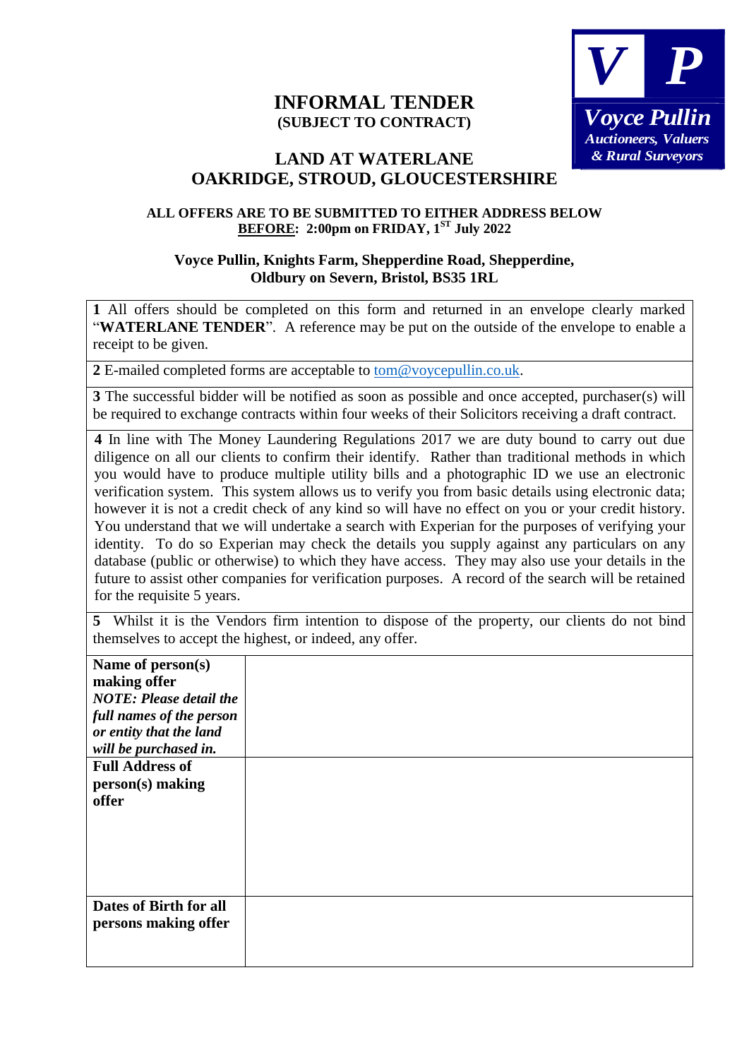# INFORMAL TENDER

**(SUBJECT TO CONTRACT)**

**V P**
***Voyce Pullin***
***Auctioneers, Valuers & Rural Surveyors***

## LAND AT WATERLANE OAKRIDGE, STROUD, GLOUCESTERSHIRE

**ALL OFFERS ARE TO BE SUBMITTED TO EITHER ADDRESS BELOW**
**<u>BEFORE</u>: 2:00pm on FRIDAY, 1ST July 2022**

**Voyce Pullin, Knights Farm, Shepperdine Road, Shepperdine, Oldbury on Severn, Bristol, BS35 1RL**

**1** All offers should be completed on this form and returned in an envelope clearly marked "**WATERLANE TENDER**". A reference may be put on the outside of the envelope to enable a receipt to be given.

**2** E-mailed completed forms are acceptable to tom@voycepullin.co.uk.

**3** The successful bidder will be notified as soon as possible and once accepted, purchaser(s) will be required to exchange contracts within four weeks of their Solicitors receiving a draft contract.

**4** In line with The Money Laundering Regulations 2017 we are duty bound to carry out due diligence on all our clients to confirm their identify. Rather than traditional methods in which you would have to produce multiple utility bills and a photographic ID we use an electronic verification system. This system allows us to verify you from basic details using electronic data; however it is not a credit check of any kind so will have no effect on you or your credit history. You understand that we will undertake a search with Experian for the purposes of verifying your identity. To do so Experian may check the details you supply against any particulars on any database (public or otherwise) to which they have access. They may also use your details in the future to assist other companies for verification purposes. A record of the search will be retained for the requisite 5 years.

**5** Whilst it is the Vendors firm intention to dispose of the property, our clients do not bind themselves to accept the highest, or indeed, any offer.

| | |
|---|---|
| **Name of person(s) making offer** ***NOTE: Please detail the full names of the person or entity that the land will be purchased in.*** | |
| **Full Address of person(s) making offer** | |
| **Dates of Birth for all persons making offer** | |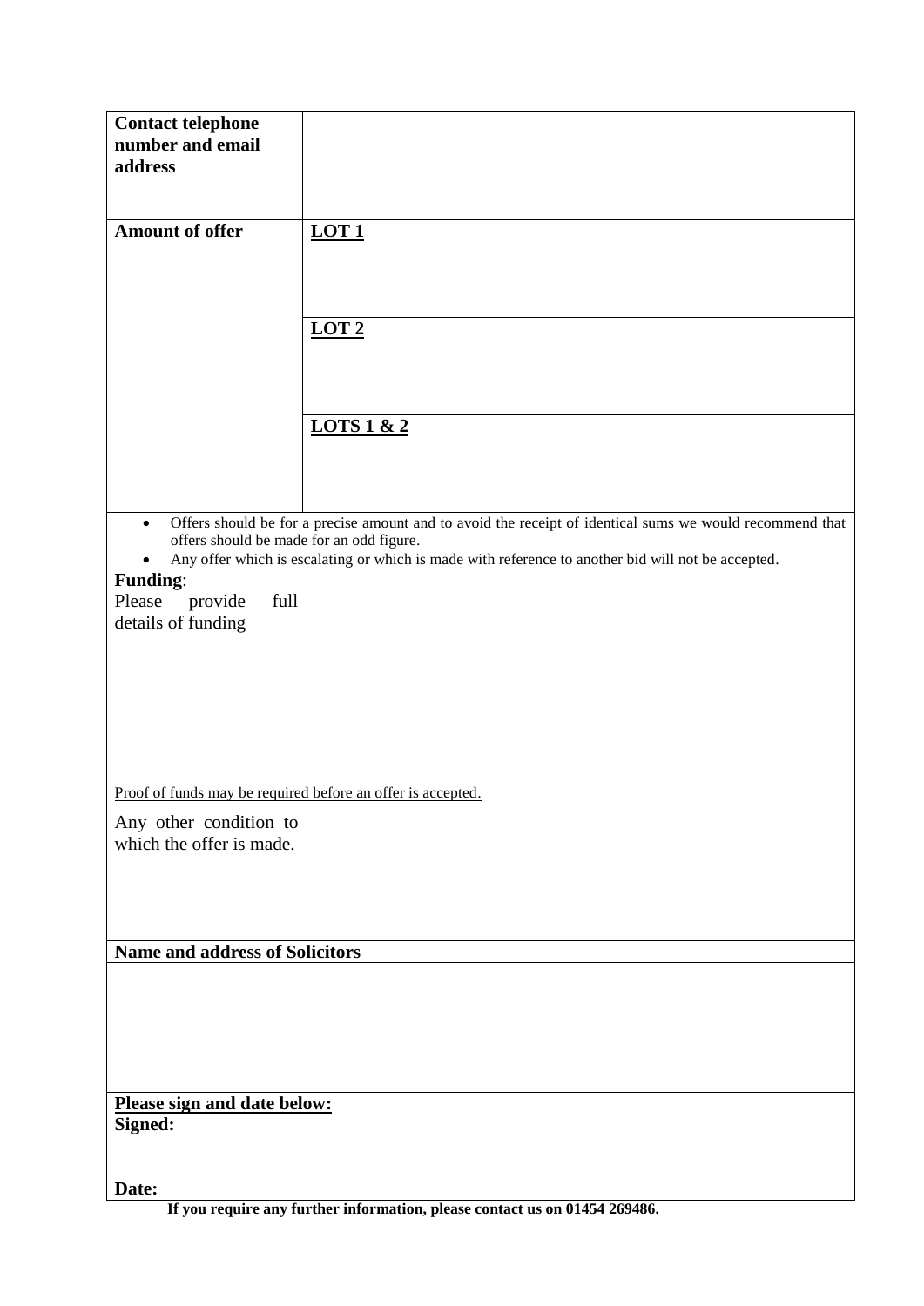| | |
|---|---|
| **Contact telephone number and email address** | |
| **Amount of offer** | **LOT 1** |
| | **LOT 2** |
| | **LOTS 1 & 2** |

- Offers should be for a precise amount and to avoid the receipt of identical sums we would recommend that offers should be made for an odd figure.
- Any offer which is escalating or which is made with reference to another bid will not be accepted.

| | |
|---|---|
| **Funding**: Please provide full details of funding | |

Proof of funds may be required before an offer is accepted.

| | |
|---|---|
| Any other condition to which the offer is made. | |

**Name and address of Solicitors**

**Please sign and date below:**

**Signed:**

**Date:**

**If you require any further information, please contact us on 01454 269486.**